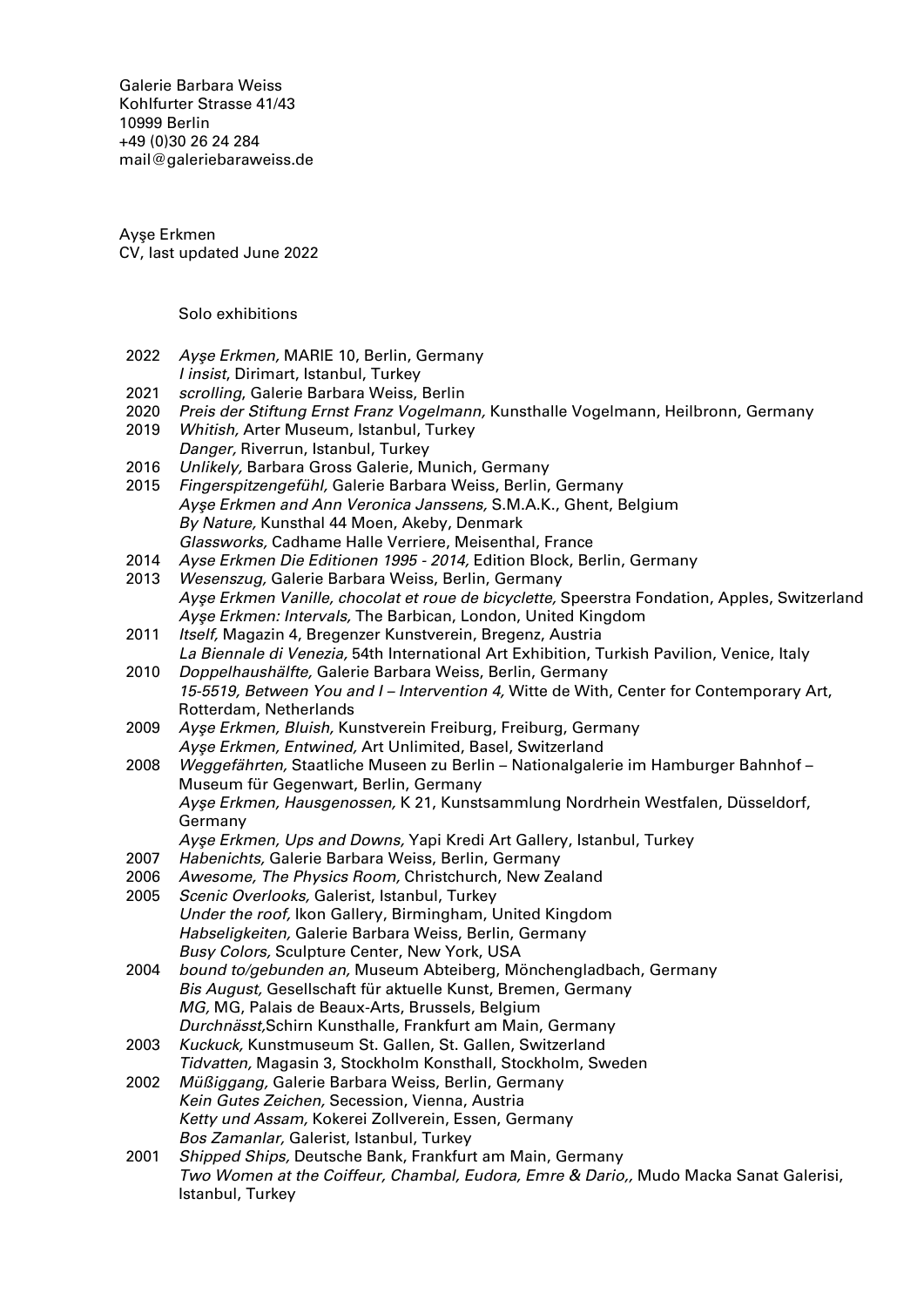Galerie Barbara Weiss
Kohlfurter Strasse 41/43
10999 Berlin
+49 (0)30 26 24 284
mail@galeriebaraweiss.de

Ayşe Erkmen
CV, last updated June 2022

## Solo exhibitions

2022 *Ayşe Erkmen,* MARIE 10, Berlin, Germany
*I insist*, Dirimart, Istanbul, Turkey
2021 *scrolling*, Galerie Barbara Weiss, Berlin
2020 *Preis der Stiftung Ernst Franz Vogelmann,* Kunsthalle Vogelmann, Heilbronn, Germany
2019 *Whitish,* Arter Museum, Istanbul, Turkey
*Danger,* Riverrun, Istanbul, Turkey
2016 *Unlikely,* Barbara Gross Galerie, Munich, Germany
2015 *Fingerspitzengefühl,* Galerie Barbara Weiss, Berlin, Germany
*Ayşe Erkmen and Ann Veronica Janssens,* S.M.A.K., Ghent, Belgium
*By Nature,* Kunsthal 44 Moen, Akeby, Denmark
*Glassworks,* Cadhame Halle Verriere, Meisenthal, France
2014 *Ayse Erkmen Die Editionen 1995 - 2014,* Edition Block, Berlin, Germany
2013 *Wesenszug,* Galerie Barbara Weiss, Berlin, Germany
*Ayşe Erkmen Vanille, chocolat et roue de bicyclette,* Speerstra Fondation, Apples, Switzerland
*Ayşe Erkmen: Intervals,* The Barbican, London, United Kingdom
2011 *Itself,* Magazin 4, Bregenzer Kunstverein, Bregenz, Austria
*La Biennale di Venezia,* 54th International Art Exhibition, Turkish Pavilion, Venice, Italy
2010 *Doppelhaushälfte,* Galerie Barbara Weiss, Berlin, Germany
*15-5519, Between You and I – Intervention 4,* Witte de With, Center for Contemporary Art, Rotterdam, Netherlands
2009 *Ayşe Erkmen, Bluish,* Kunstverein Freiburg, Freiburg, Germany
*Ayşe Erkmen, Entwined,* Art Unlimited, Basel, Switzerland
2008 *Weggefährten,* Staatliche Museen zu Berlin – Nationalgalerie im Hamburger Bahnhof – Museum für Gegenwart, Berlin, Germany
*Ayşe Erkmen, Hausgenossen,* K 21, Kunstsammlung Nordrhein Westfalen, Düsseldorf, Germany
*Ayşe Erkmen, Ups and Downs,* Yapi Kredi Art Gallery, Istanbul, Turkey
2007 *Habenichts,* Galerie Barbara Weiss, Berlin, Germany
2006 *Awesome, The Physics Room,* Christchurch, New Zealand
2005 *Scenic Overlooks,* Galerist, Istanbul, Turkey
*Under the roof,* Ikon Gallery, Birmingham, United Kingdom
*Habseligkeiten,* Galerie Barbara Weiss, Berlin, Germany
*Busy Colors,* Sculpture Center, New York, USA
2004 *bound to/gebunden an,* Museum Abteiberg, Mönchengladbach, Germany
*Bis August,* Gesellschaft für aktuelle Kunst, Bremen, Germany
*MG,* MG, Palais de Beaux-Arts, Brussels, Belgium
*Durchnässt,*Schirn Kunsthalle, Frankfurt am Main, Germany
2003 *Kuckuck,* Kunstmuseum St. Gallen, St. Gallen, Switzerland
*Tidvatten,* Magasin 3, Stockholm Konsthall, Stockholm, Sweden
2002 *Müßiggang,* Galerie Barbara Weiss, Berlin, Germany
*Kein Gutes Zeichen,* Secession, Vienna, Austria
*Ketty und Assam,* Kokerei Zollverein, Essen, Germany
*Bos Zamanlar,* Galerist, Istanbul, Turkey
2001 *Shipped Ships,* Deutsche Bank, Frankfurt am Main, Germany
*Two Women at the Coiffeur, Chambal, Eudora, Emre & Dario,,* Mudo Macka Sanat Galerisi, Istanbul, Turkey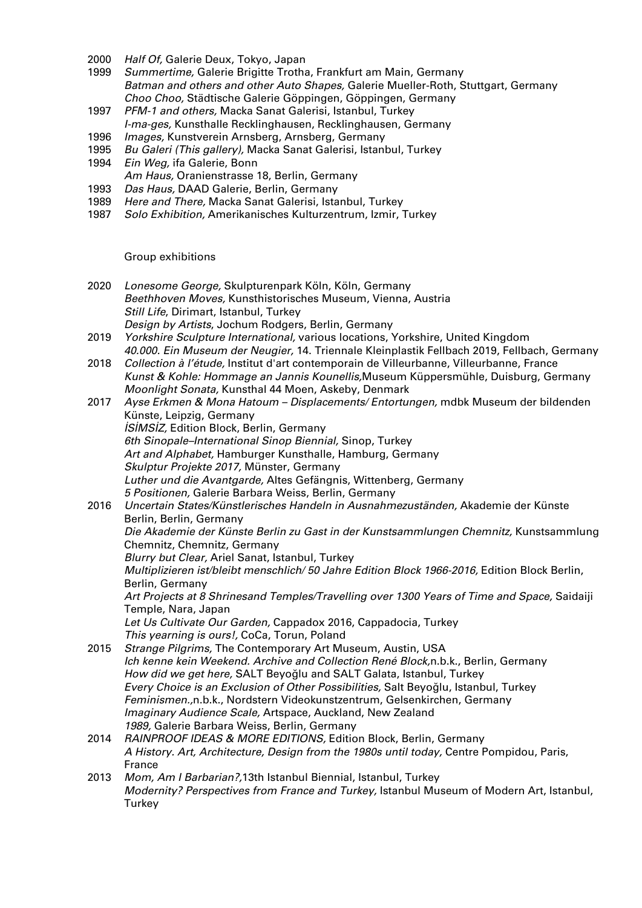2000 *Half Of,* Galerie Deux, Tokyo, Japan
1999 *Summertime,* Galerie Brigitte Trotha, Frankfurt am Main, Germany
*Batman and others and other Auto Shapes,* Galerie Mueller-Roth, Stuttgart, Germany
*Choo Choo,* Städtische Galerie Göppingen, Göppingen, Germany
1997 *PFM-1 and others,* Macka Sanat Galerisi, Istanbul, Turkey
*I-ma-ges,* Kunsthalle Recklinghausen, Recklinghausen, Germany
1996 *Images,* Kunstverein Arnsberg, Arnsberg, Germany
1995 *Bu Galeri (This gallery),* Macka Sanat Galerisi, Istanbul, Turkey
1994 *Ein Weg,* ifa Galerie, Bonn
*Am Haus,* Oranienstrasse 18, Berlin, Germany
1993 *Das Haus,* DAAD Galerie, Berlin, Germany
1989 *Here and There,* Macka Sanat Galerisi, Istanbul, Turkey
1987 *Solo Exhibition,* Amerikanisches Kulturzentrum, Izmir, Turkey

Group exhibitions

2020 *Lonesome George,* Skulpturenpark Köln, Köln, Germany
*Beethhoven Moves,* Kunsthistorisches Museum, Vienna, Austria
*Still Life*, Dirimart, Istanbul, Turkey
*Design by Artists*, Jochum Rodgers, Berlin, Germany
2019 *Yorkshire Sculpture International,* various locations, Yorkshire, United Kingdom
*40.000. Ein Museum der Neugier,* 14. Triennale Kleinplastik Fellbach 2019, Fellbach, Germany
2018 *Collection à l'étude,* Institut d'art contemporain de Villeurbanne, Villeurbanne, France
*Kunst & Kohle: Hommage an Jannis Kounellis,*Museum Küppersmühle, Duisburg, Germany
*Moonlight Sonata,* Kunsthal 44 Moen, Askeby, Denmark
2017 *Ayse Erkmen & Mona Hatoum – Displacements/ Entortungen,* mdbk Museum der bildenden Künste, Leipzig, Germany
*İSİMSİZ,* Edition Block, Berlin, Germany
*6th Sinopale–International Sinop Biennial,* Sinop, Turkey
*Art and Alphabet,* Hamburger Kunsthalle, Hamburg, Germany
*Skulptur Projekte 2017,* Münster, Germany
*Luther und die Avantgarde,* Altes Gefängnis, Wittenberg, Germany
*5 Positionen,* Galerie Barbara Weiss, Berlin, Germany
2016 *Uncertain States/Künstlerisches Handeln in Ausnahmezuständen,* Akademie der Künste Berlin, Berlin, Germany
*Die Akademie der Künste Berlin zu Gast in der Kunstsammlungen Chemnitz,* Kunstsammlung Chemnitz, Chemnitz, Germany
*Blurry but Clear,* Ariel Sanat, Istanbul, Turkey
*Multiplizieren ist/bleibt menschlich/ 50 Jahre Edition Block 1966-2016,* Edition Block Berlin, Berlin, Germany
*Art Projects at 8 Shrinesand Temples/Travelling over 1300 Years of Time and Space,* Saidaiji Temple, Nara, Japan
*Let Us Cultivate Our Garden,* Cappadox 2016, Cappadocia, Turkey
*This yearning is ours!,* CoCa, Torun, Poland
2015 *Strange Pilgrims,* The Contemporary Art Museum, Austin, USA
*Ich kenne kein Weekend. Archive and Collection René Block,*n.b.k., Berlin, Germany
*How did we get here,* SALT Beyoğlu and SALT Galata, Istanbul, Turkey
*Every Choice is an Exclusion of Other Possibilities,* Salt Beyoğlu, Istanbul, Turkey
*Feminismen.*,n.b.k., Nordstern Videokunstzentrum, Gelsenkirchen, Germany
*Imaginary Audience Scale,* Artspace, Auckland, New Zealand
*1989,* Galerie Barbara Weiss, Berlin, Germany
2014 *RAINPROOF IDEAS & MORE EDITIONS,* Edition Block, Berlin, Germany
*A History. Art, Architecture, Design from the 1980s until today,* Centre Pompidou, Paris, France
2013 *Mom, Am I Barbarian?,*13th Istanbul Biennial, Istanbul, Turkey
*Modernity? Perspectives from France and Turkey,* Istanbul Museum of Modern Art, Istanbul, Turkey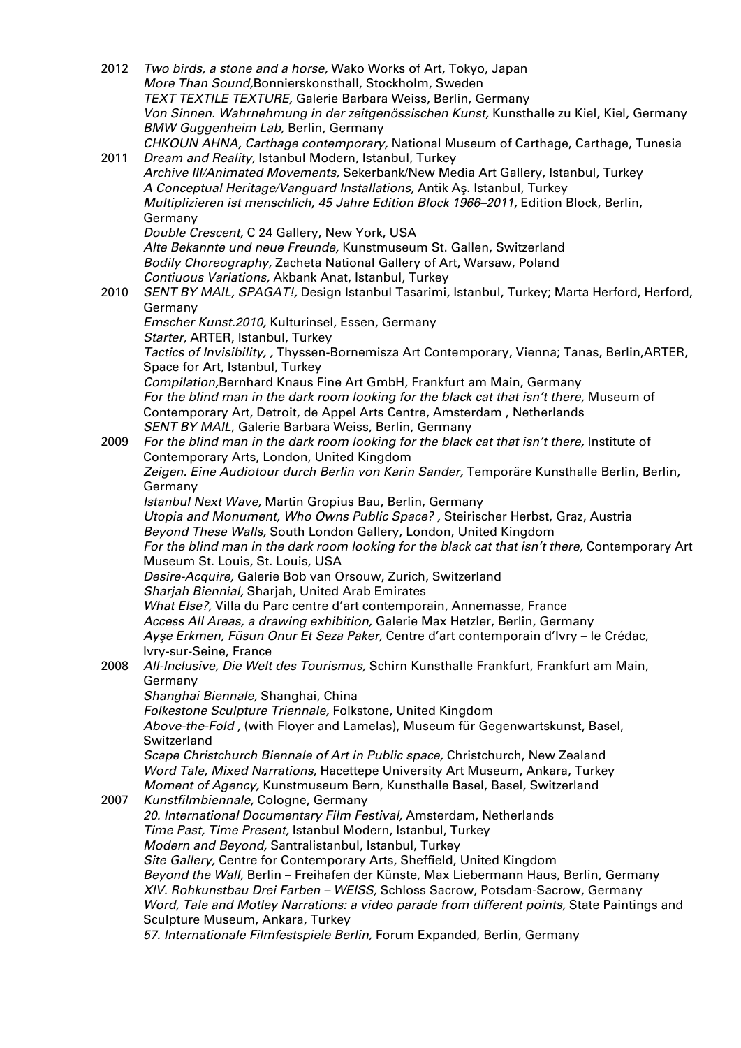2012 *Two birds, a stone and a horse,* Wako Works of Art, Tokyo, Japan
*More Than Sound,*Bonnierskonsthall, Stockholm, Sweden
*TEXT TEXTILE TEXTURE,* Galerie Barbara Weiss, Berlin, Germany
*Von Sinnen. Wahrnehmung in der zeitgenössischen Kunst,* Kunsthalle zu Kiel, Kiel, Germany
*BMW Guggenheim Lab,* Berlin, Germany
*CHKOUN AHNA, Carthage contemporary,* National Museum of Carthage, Carthage, Tunesia

2011 *Dream and Reality,* Istanbul Modern, Istanbul, Turkey
*Archive III/Animated Movements,* Sekerbank/New Media Art Gallery, Istanbul, Turkey
*A Conceptual Heritage/Vanguard Installations,* Antik Aş. Istanbul, Turkey
*Multiplizieren ist menschlich, 45 Jahre Edition Block 1966–2011,* Edition Block, Berlin, Germany
*Double Crescent,* C 24 Gallery, New York, USA
*Alte Bekannte und neue Freunde,* Kunstmuseum St. Gallen, Switzerland
*Bodily Choreography,* Zacheta National Gallery of Art, Warsaw, Poland
*Contiuous Variations,* Akbank Anat, Istanbul, Turkey

2010 *SENT BY MAIL, SPAGAT!,* Design Istanbul Tasarimi, Istanbul, Turkey; Marta Herford, Herford, Germany
*Emscher Kunst.2010,* Kulturinsel, Essen, Germany
*Starter,* ARTER, Istanbul, Turkey
*Tactics of Invisibility, ,* Thyssen-Bornemisza Art Contemporary, Vienna; Tanas, Berlin,ARTER, Space for Art, Istanbul, Turkey
*Compilation,*Bernhard Knaus Fine Art GmbH, Frankfurt am Main, Germany
*For the blind man in the dark room looking for the black cat that isn't there,* Museum of Contemporary Art, Detroit, de Appel Arts Centre, Amsterdam , Netherlands
*SENT BY MAIL*, Galerie Barbara Weiss, Berlin, Germany

2009 *For the blind man in the dark room looking for the black cat that isn't there,* Institute of Contemporary Arts, London, United Kingdom
*Zeigen. Eine Audiotour durch Berlin von Karin Sander,* Temporäre Kunsthalle Berlin, Berlin, Germany
*Istanbul Next Wave,* Martin Gropius Bau, Berlin, Germany
*Utopia and Monument, Who Owns Public Space? ,* Steirischer Herbst, Graz, Austria
*Beyond These Walls,* South London Gallery, London, United Kingdom
*For the blind man in the dark room looking for the black cat that isn't there,* Contemporary Art Museum St. Louis, St. Louis, USA
*Desire-Acquire,* Galerie Bob van Orsouw, Zurich, Switzerland
*Sharjah Biennial,* Sharjah, United Arab Emirates
*What Else?,* Villa du Parc centre d'art contemporain, Annemasse, France
*Access All Areas, a drawing exhibition,* Galerie Max Hetzler, Berlin, Germany
*Ayşe Erkmen, Füsun Onur Et Seza Paker,* Centre d'art contemporain d'Ivry – le Crédac, Ivry-sur-Seine, France

2008 *All-Inclusive, Die Welt des Tourismus,* Schirn Kunsthalle Frankfurt, Frankfurt am Main, Germany
*Shanghai Biennale,* Shanghai, China
*Folkestone Sculpture Triennale,* Folkstone, United Kingdom
*Above-the-Fold ,* (with Floyer and Lamelas), Museum für Gegenwartskunst, Basel, Switzerland
*Scape Christchurch Biennale of Art in Public space,* Christchurch, New Zealand
*Word Tale, Mixed Narrations,* Hacettepe University Art Museum, Ankara, Turkey
*Moment of Agency,* Kunstmuseum Bern, Kunsthalle Basel, Basel, Switzerland

2007 *Kunstfilmbiennale,* Cologne, Germany
*20. International Documentary Film Festival,* Amsterdam, Netherlands
*Time Past, Time Present,* Istanbul Modern, Istanbul, Turkey
*Modern and Beyond,* Santralistanbul, Istanbul, Turkey
*Site Gallery,* Centre for Contemporary Arts, Sheffield, United Kingdom
*Beyond the Wall,* Berlin – Freihafen der Künste, Max Liebermann Haus, Berlin, Germany
*XIV. Rohkunstbau Drei Farben – WEISS,* Schloss Sacrow, Potsdam-Sacrow, Germany
*Word, Tale and Motley Narrations: a video parade from different points,* State Paintings and Sculpture Museum, Ankara, Turkey
*57. Internationale Filmfestspiele Berlin,* Forum Expanded, Berlin, Germany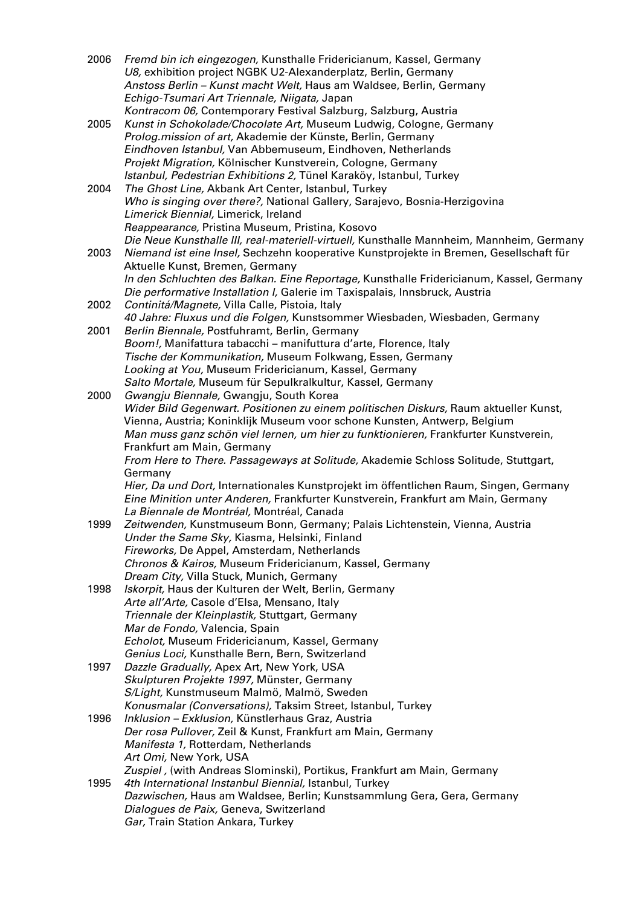2006 *Fremd bin ich eingezogen,* Kunsthalle Fridericianum, Kassel, Germany
*U8,* exhibition project NGBK U2-Alexanderplatz, Berlin, Germany
*Anstoss Berlin – Kunst macht Welt,* Haus am Waldsee, Berlin, Germany
*Echigo-Tsumari Art Triennale, Niigata,* Japan
*Kontracom 06,* Contemporary Festival Salzburg, Salzburg, Austria

2005 *Kunst in Schokolade/Chocolate Art,* Museum Ludwig, Cologne, Germany
*Prolog.mission of art,* Akademie der Künste, Berlin, Germany
*Eindhoven Istanbul,* Van Abbemuseum, Eindhoven, Netherlands
*Projekt Migration,* Kölnischer Kunstverein, Cologne, Germany
*Istanbul, Pedestrian Exhibitions 2,* Tünel Karaköy, Istanbul, Turkey

2004 *The Ghost Line,* Akbank Art Center, Istanbul, Turkey
*Who is singing over there?,* National Gallery, Sarajevo, Bosnia-Herzigovina
*Limerick Biennial,* Limerick, Ireland
*Reappearance,* Pristina Museum, Pristina, Kosovo
*Die Neue Kunsthalle III, real-materiell-virtuell,* Kunsthalle Mannheim, Mannheim, Germany

2003 *Niemand ist eine Insel,* Sechzehn kooperative Kunstprojekte in Bremen, Gesellschaft für Aktuelle Kunst, Bremen, Germany
*In den Schluchten des Balkan. Eine Reportage,* Kunsthalle Fridericianum, Kassel, Germany
*Die performative Installation I,* Galerie im Taxispalais, Innsbruck, Austria

2002 *Continitá/Magnete,* Villa Calle, Pistoia, Italy
*40 Jahre: Fluxus und die Folgen,* Kunstsommer Wiesbaden, Wiesbaden, Germany

2001 *Berlin Biennale,* Postfuhramt, Berlin, Germany
*Boom!,* Manifattura tabacchi – manifuttura d'arte, Florence, Italy
*Tische der Kommunikation,* Museum Folkwang, Essen, Germany
*Looking at You,* Museum Fridericianum, Kassel, Germany
*Salto Mortale,* Museum für Sepulkralkultur, Kassel, Germany

2000 *Gwangju Biennale,* Gwangju, South Korea
*Wider Bild Gegenwart. Positionen zu einem politischen Diskurs,* Raum aktueller Kunst, Vienna, Austria; Koninklijk Museum voor schone Kunsten, Antwerp, Belgium
*Man muss ganz schön viel lernen, um hier zu funktionieren,* Frankfurter Kunstverein, Frankfurt am Main, Germany
*From Here to There. Passageways at Solitude,* Akademie Schloss Solitude, Stuttgart, Germany
*Hier, Da und Dort,* Internationales Kunstprojekt im öffentlichen Raum, Singen, Germany
*Eine Minition unter Anderen,* Frankfurter Kunstverein, Frankfurt am Main, Germany
*La Biennale de Montréal,* Montréal, Canada

1999 *Zeitwenden,* Kunstmuseum Bonn, Germany; Palais Lichtenstein, Vienna, Austria
*Under the Same Sky,* Kiasma, Helsinki, Finland
*Fireworks,* De Appel, Amsterdam, Netherlands
*Chronos & Kairos,* Museum Fridericianum, Kassel, Germany
*Dream City,* Villa Stuck, Munich, Germany

1998 *Iskorpit,* Haus der Kulturen der Welt, Berlin, Germany
*Arte all'Arte,* Casole d'Elsa, Mensano, Italy
*Triennale der Kleinplastik,* Stuttgart, Germany
*Mar de Fondo,* Valencia, Spain
*Echolot,* Museum Fridericianum, Kassel, Germany
*Genius Loci,* Kunsthalle Bern, Bern, Switzerland

1997 *Dazzle Gradually,* Apex Art, New York, USA
*Skulpturen Projekte 1997,* Münster, Germany
*S/Light,* Kunstmuseum Malmö, Malmö, Sweden
*Konusmalar (Conversations),* Taksim Street, Istanbul, Turkey

1996 *Inklusion – Exklusion,* Künstlerhaus Graz, Austria
*Der rosa Pullover,* Zeil & Kunst, Frankfurt am Main, Germany
*Manifesta 1,* Rotterdam, Netherlands
*Art Omi,* New York, USA
*Zuspiel ,* (with Andreas Slominski), Portikus, Frankfurt am Main, Germany

1995 *4th International Instanbul Biennial,* Istanbul, Turkey
*Dazwischen,* Haus am Waldsee, Berlin; Kunstsammlung Gera, Gera, Germany
*Dialogues de Paix,* Geneva, Switzerland
*Gar,* Train Station Ankara, Turkey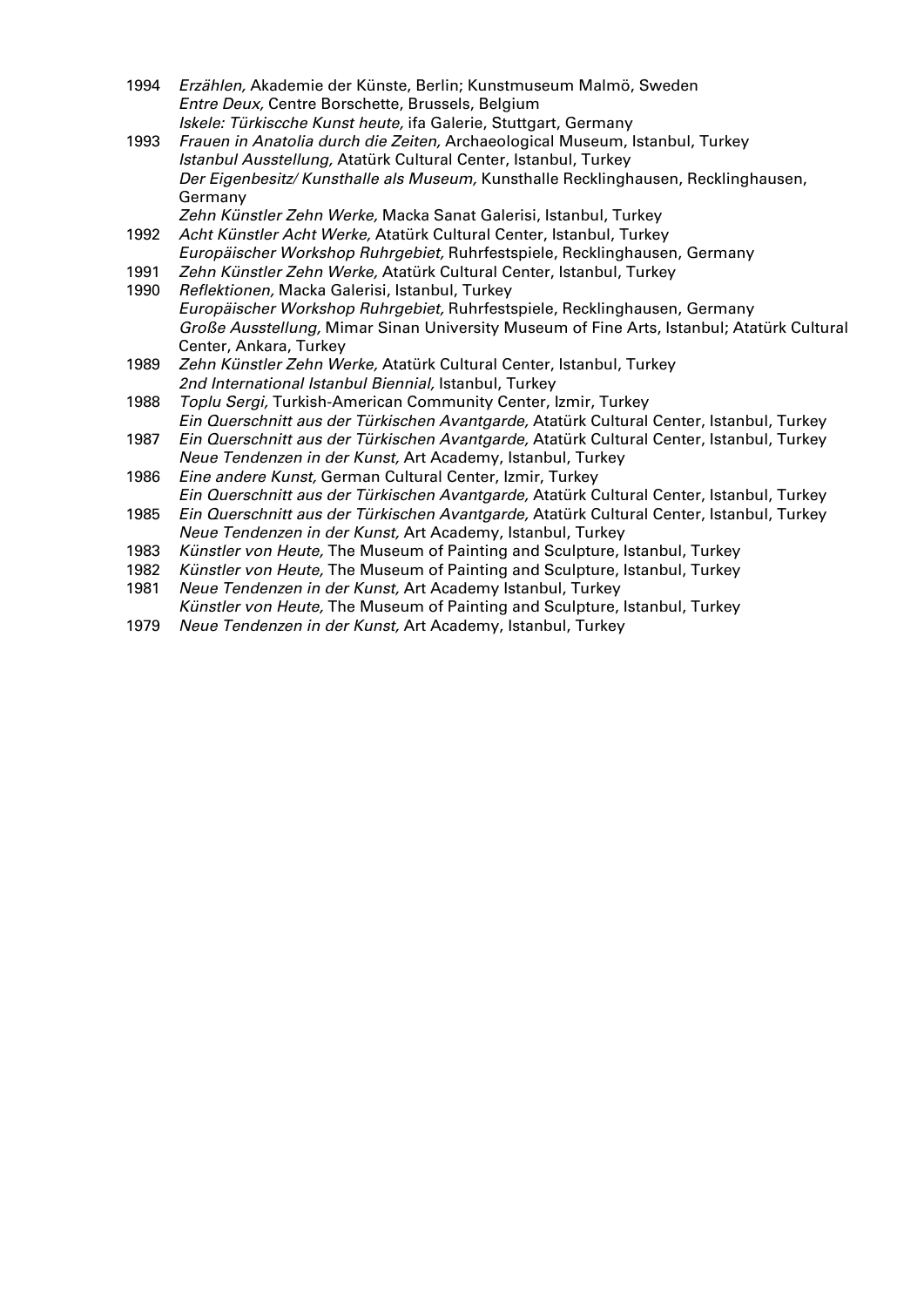1994 *Erzählen,* Akademie der Künste, Berlin; Kunstmuseum Malmö, Sweden
*Entre Deux,* Centre Borschette, Brussels, Belgium
*Iskele: Türkiscche Kunst heute,* ifa Galerie, Stuttgart, Germany

1993 *Frauen in Anatolia durch die Zeiten,* Archaeological Museum, Istanbul, Turkey
*Istanbul Ausstellung,* Atatürk Cultural Center, Istanbul, Turkey
*Der Eigenbesitz/ Kunsthalle als Museum,* Kunsthalle Recklinghausen, Recklinghausen, Germany
*Zehn Künstler Zehn Werke,* Macka Sanat Galerisi, Istanbul, Turkey

1992 *Acht Künstler Acht Werke,* Atatürk Cultural Center, Istanbul, Turkey
*Europäischer Workshop Ruhrgebiet,* Ruhrfestspiele, Recklinghausen, Germany

1991 *Zehn Künstler Zehn Werke,* Atatürk Cultural Center, Istanbul, Turkey

1990 *Reflektionen,* Macka Galerisi, Istanbul, Turkey
*Europäischer Workshop Ruhrgebiet,* Ruhrfestspiele, Recklinghausen, Germany
*Große Ausstellung,* Mimar Sinan University Museum of Fine Arts, Istanbul; Atatürk Cultural Center, Ankara, Turkey

1989 *Zehn Künstler Zehn Werke,* Atatürk Cultural Center, Istanbul, Turkey
*2nd International Istanbul Biennial,* Istanbul, Turkey

1988 *Toplu Sergi,* Turkish-American Community Center, Izmir, Turkey
*Ein Querschnitt aus der Türkischen Avantgarde,* Atatürk Cultural Center, Istanbul, Turkey

1987 *Ein Querschnitt aus der Türkischen Avantgarde,* Atatürk Cultural Center, Istanbul, Turkey
*Neue Tendenzen in der Kunst,* Art Academy, Istanbul, Turkey

1986 *Eine andere Kunst,* German Cultural Center, Izmir, Turkey
*Ein Querschnitt aus der Türkischen Avantgarde,* Atatürk Cultural Center, Istanbul, Turkey

1985 *Ein Querschnitt aus der Türkischen Avantgarde,* Atatürk Cultural Center, Istanbul, Turkey
*Neue Tendenzen in der Kunst,* Art Academy, Istanbul, Turkey

1983 *Künstler von Heute,* The Museum of Painting and Sculpture, Istanbul, Turkey

1982 *Künstler von Heute,* The Museum of Painting and Sculpture, Istanbul, Turkey

1981 *Neue Tendenzen in der Kunst,* Art Academy Istanbul, Turkey
*Künstler von Heute,* The Museum of Painting and Sculpture, Istanbul, Turkey

1979 *Neue Tendenzen in der Kunst,* Art Academy, Istanbul, Turkey